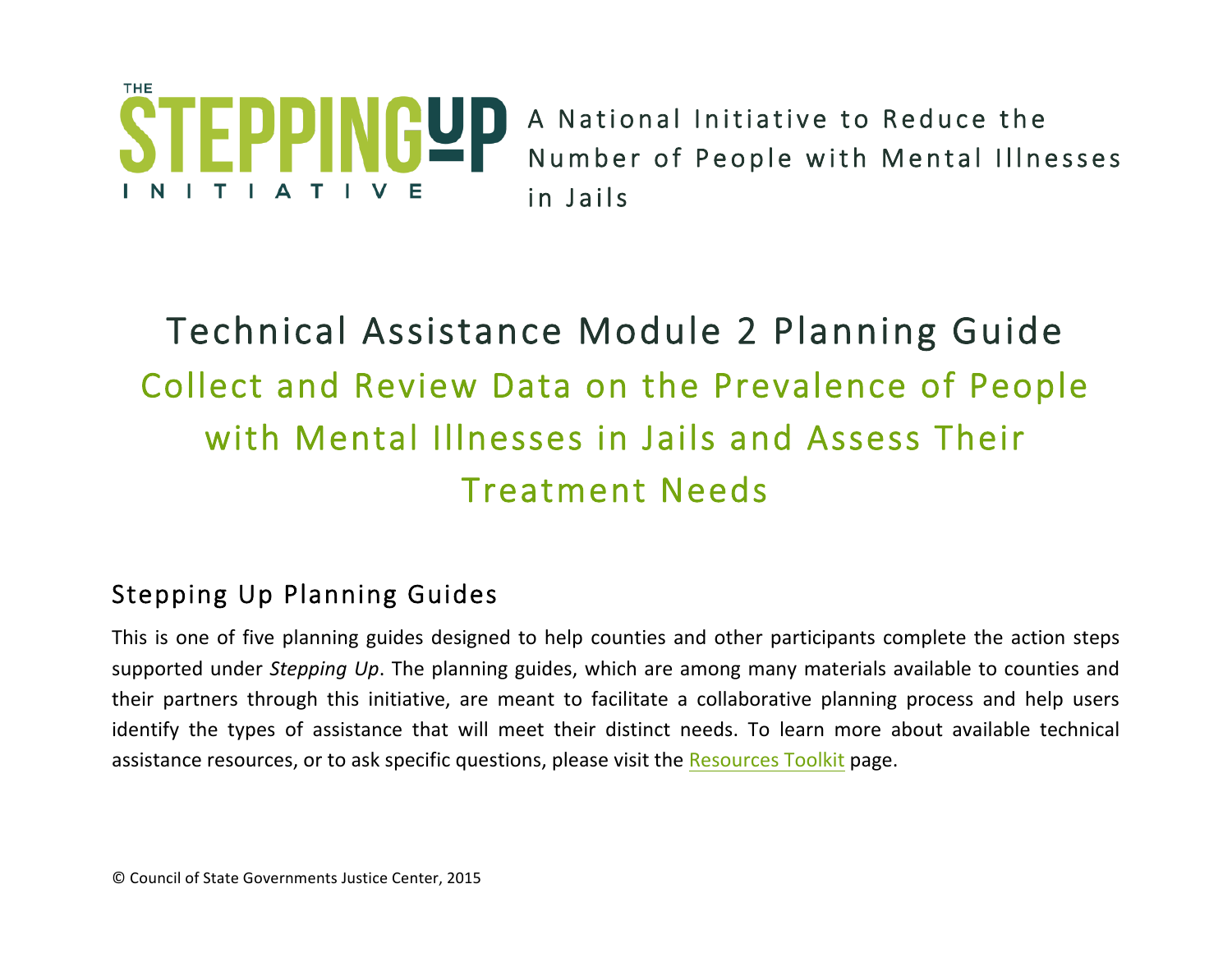THE STEPPING UP INITIATIVE

A National Initiative to Reduce the Number of People with Mental Illnesses in Jails

# Technical Assistance Module 2 Planning Guide

## Collect and Review Data on the Prevalence of People with Mental Illnesses in Jails and Assess Their Treatment Needs

### Stepping Up Planning Guides

This is one of five planning guides designed to help counties and other participants complete the action steps supported under *Stepping Up*. The planning guides, which are among many materials available to counties and their partners through this initiative, are meant to facilitate a collaborative planning process and help users identify the types of assistance that will meet their distinct needs. To learn more about available technical assistance resources, or to ask specific questions, please visit the Resources Toolkit page.

© Council of State Governments Justice Center, 2015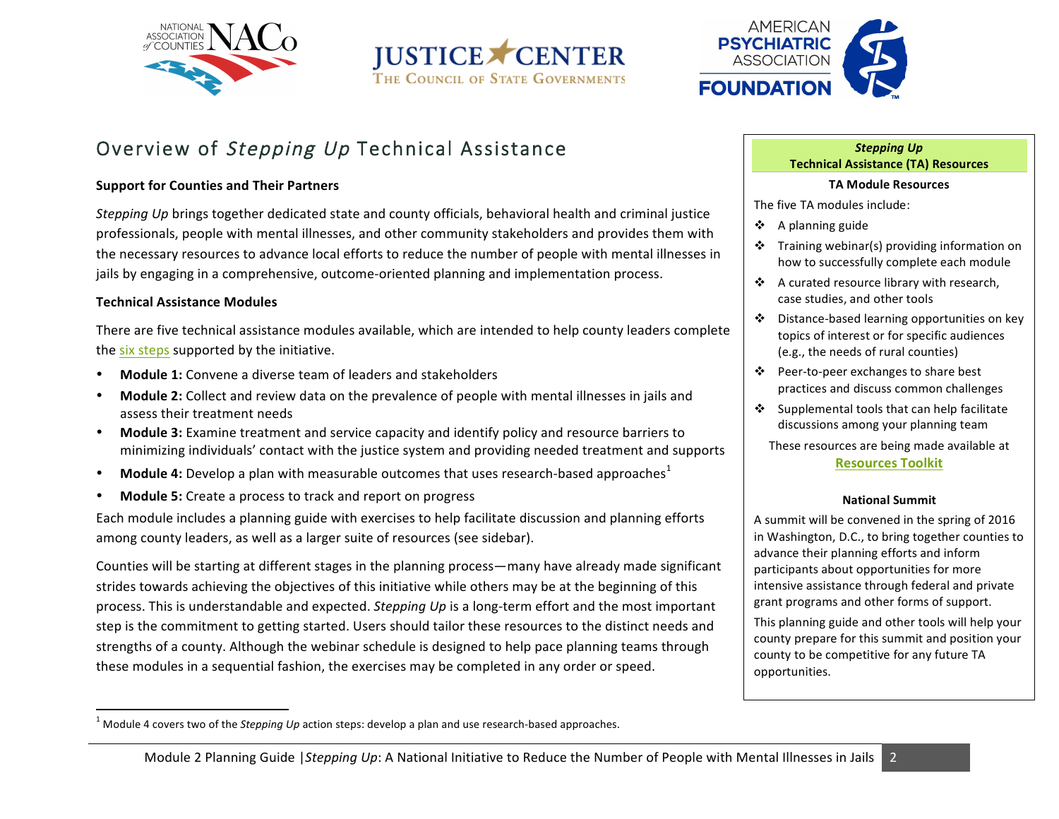# Overview of *Stepping Up* Technical Assistance

**Support for Counties and Their Partners**

*Stepping Up* brings together dedicated state and county officials, behavioral health and criminal justice professionals, people with mental illnesses, and other community stakeholders and provides them with the necessary resources to advance local efforts to reduce the number of people with mental illnesses in jails by engaging in a comprehensive, outcome-oriented planning and implementation process.

**Technical Assistance Modules**

There are five technical assistance modules available, which are intended to help county leaders complete the six steps supported by the initiative.

- **Module 1:** Convene a diverse team of leaders and stakeholders
- **Module 2:** Collect and review data on the prevalence of people with mental illnesses in jails and assess their treatment needs
- **Module 3:** Examine treatment and service capacity and identify policy and resource barriers to minimizing individuals' contact with the justice system and providing needed treatment and supports
- **Module 4:** Develop a plan with measurable outcomes that uses research-based approaches[1]
- **Module 5:** Create a process to track and report on progress

Each module includes a planning guide with exercises to help facilitate discussion and planning efforts among county leaders, as well as a larger suite of resources (see sidebar).

Counties will be starting at different stages in the planning process—many have already made significant strides towards achieving the objectives of this initiative while others may be at the beginning of this process. This is understandable and expected. *Stepping Up* is a long-term effort and the most important step is the commitment to getting started. Users should tailor these resources to the distinct needs and strengths of a county. Although the webinar schedule is designed to help pace planning teams through these modules in a sequential fashion, the exercises may be completed in any order or speed.

[1] Module 4 covers two of the *Stepping Up* action steps: develop a plan and use research-based approaches.

---

***Stepping Up***
**Technical Assistance (TA) Resources**

**TA Module Resources**

The five TA modules include:

- A planning guide
- Training webinar(s) providing information on how to successfully complete each module
- A curated resource library with research, case studies, and other tools
- Distance-based learning opportunities on key topics of interest or for specific audiences (e.g., the needs of rural counties)
- Peer-to-peer exchanges to share best practices and discuss common challenges
- Supplemental tools that can help facilitate discussions among your planning team

These resources are being made available at **Resources Toolkit**

**National Summit**

A summit will be convened in the spring of 2016 in Washington, D.C., to bring together counties to advance their planning efforts and inform participants about opportunities for more intensive assistance through federal and private grant programs and other forms of support.

This planning guide and other tools will help your county prepare for this summit and position your county to be competitive for any future TA opportunities.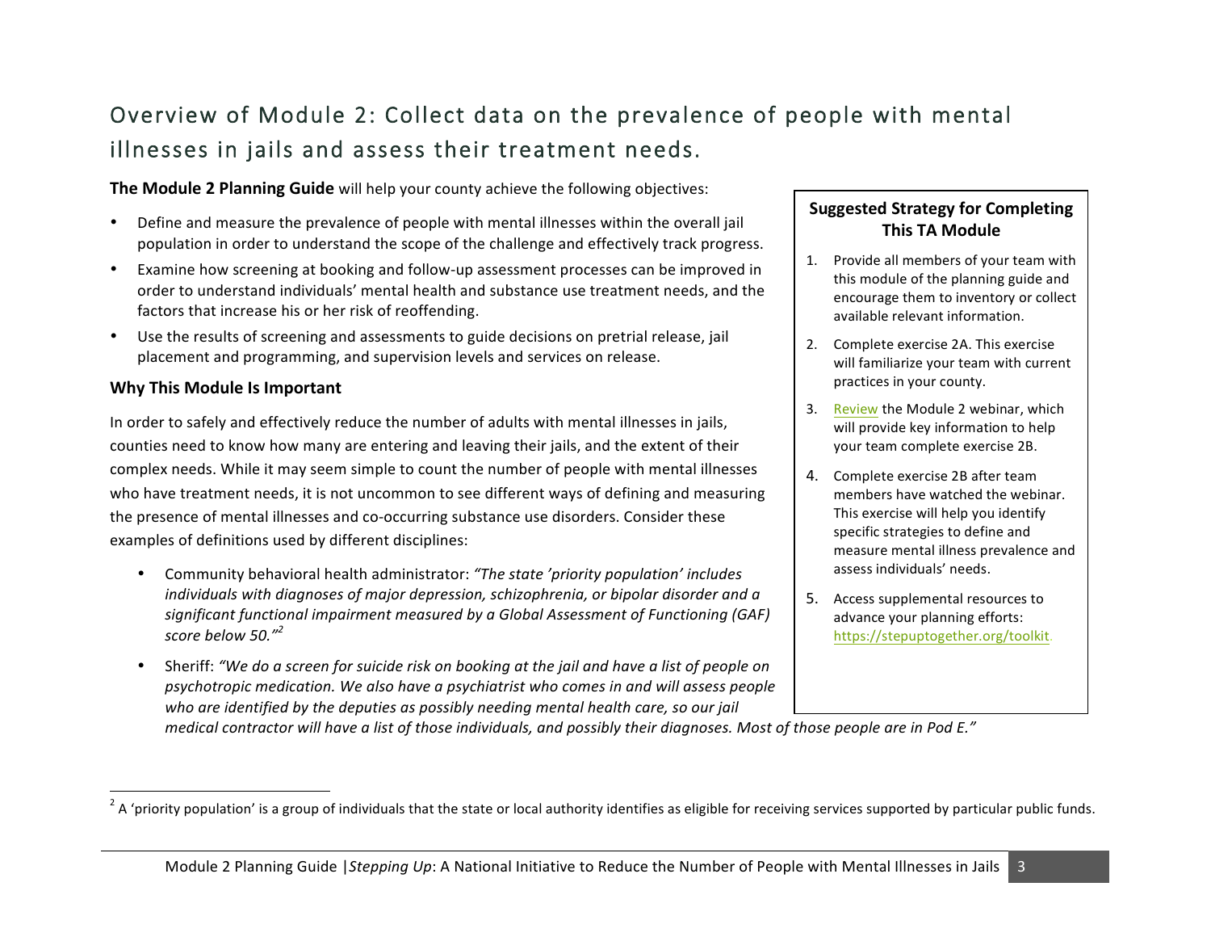# Overview of Module 2: Collect data on the prevalence of people with mental illnesses in jails and assess their treatment needs.

**The Module 2 Planning Guide** will help your county achieve the following objectives:

- Define and measure the prevalence of people with mental illnesses within the overall jail population in order to understand the scope of the challenge and effectively track progress.
- Examine how screening at booking and follow-up assessment processes can be improved in order to understand individuals' mental health and substance use treatment needs, and the factors that increase his or her risk of reoffending.
- Use the results of screening and assessments to guide decisions on pretrial release, jail placement and programming, and supervision levels and services on release.

### Why This Module Is Important

In order to safely and effectively reduce the number of adults with mental illnesses in jails, counties need to know how many are entering and leaving their jails, and the extent of their complex needs. While it may seem simple to count the number of people with mental illnesses who have treatment needs, it is not uncommon to see different ways of defining and measuring the presence of mental illnesses and co-occurring substance use disorders. Consider these examples of definitions used by different disciplines:

- Community behavioral health administrator: *"The state 'priority population' includes individuals with diagnoses of major depression, schizophrenia, or bipolar disorder and a significant functional impairment measured by a Global Assessment of Functioning (GAF) score below 50."*[2]
- Sheriff: *"We do a screen for suicide risk on booking at the jail and have a list of people on psychotropic medication. We also have a psychiatrist who comes in and will assess people who are identified by the deputies as possibly needing mental health care, so our jail medical contractor will have a list of those individuals, and possibly their diagnoses. Most of those people are in Pod E."*

**Suggested Strategy for Completing This TA Module**

1. Provide all members of your team with this module of the planning guide and encourage them to inventory or collect available relevant information.
2. Complete exercise 2A. This exercise will familiarize your team with current practices in your county.
3. Review the Module 2 webinar, which will provide key information to help your team complete exercise 2B.
4. Complete exercise 2B after team members have watched the webinar. This exercise will help you identify specific strategies to define and measure mental illness prevalence and assess individuals' needs.
5. Access supplemental resources to advance your planning efforts: https://stepuptogether.org/toolkit.

---

[2] A 'priority population' is a group of individuals that the state or local authority identifies as eligible for receiving services supported by particular public funds.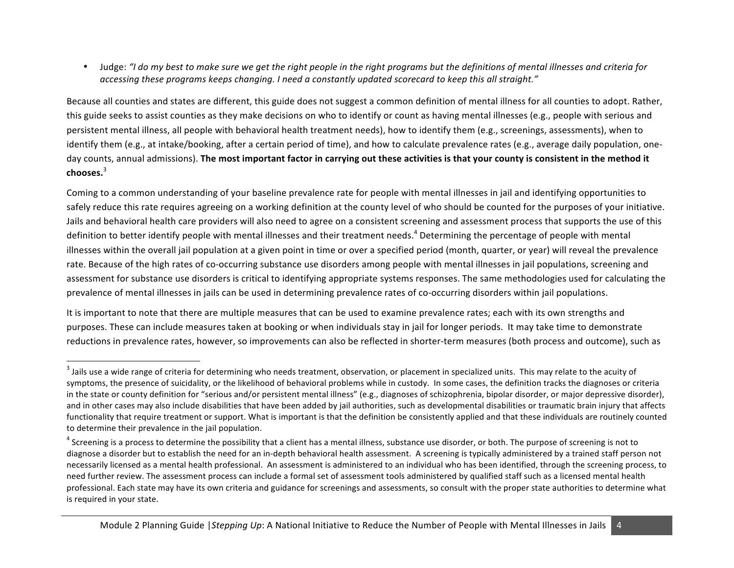- Judge: *"I do my best to make sure we get the right people in the right programs but the definitions of mental illnesses and criteria for accessing these programs keeps changing. I need a constantly updated scorecard to keep this all straight."*

Because all counties and states are different, this guide does not suggest a common definition of mental illness for all counties to adopt. Rather, this guide seeks to assist counties as they make decisions on who to identify or count as having mental illnesses (e.g., people with serious and persistent mental illness, all people with behavioral health treatment needs), how to identify them (e.g., screenings, assessments), when to identify them (e.g., at intake/booking, after a certain period of time), and how to calculate prevalence rates (e.g., average daily population, one-day counts, annual admissions). **The most important factor in carrying out these activities is that your county is consistent in the method it chooses.**[3]

Coming to a common understanding of your baseline prevalence rate for people with mental illnesses in jail and identifying opportunities to safely reduce this rate requires agreeing on a working definition at the county level of who should be counted for the purposes of your initiative. Jails and behavioral health care providers will also need to agree on a consistent screening and assessment process that supports the use of this definition to better identify people with mental illnesses and their treatment needs.[4] Determining the percentage of people with mental illnesses within the overall jail population at a given point in time or over a specified period (month, quarter, or year) will reveal the prevalence rate. Because of the high rates of co-occurring substance use disorders among people with mental illnesses in jail populations, screening and assessment for substance use disorders is critical to identifying appropriate systems responses. The same methodologies used for calculating the prevalence of mental illnesses in jails can be used in determining prevalence rates of co-occurring disorders within jail populations.

It is important to note that there are multiple measures that can be used to examine prevalence rates; each with its own strengths and purposes. These can include measures taken at booking or when individuals stay in jail for longer periods. It may take time to demonstrate reductions in prevalence rates, however, so improvements can also be reflected in shorter-term measures (both process and outcome), such as

---

[3] Jails use a wide range of criteria for determining who needs treatment, observation, or placement in specialized units. This may relate to the acuity of symptoms, the presence of suicidality, or the likelihood of behavioral problems while in custody. In some cases, the definition tracks the diagnoses or criteria in the state or county definition for "serious and/or persistent mental illness" (e.g., diagnoses of schizophrenia, bipolar disorder, or major depressive disorder), and in other cases may also include disabilities that have been added by jail authorities, such as developmental disabilities or traumatic brain injury that affects functionality that require treatment or support. What is important is that the definition be consistently applied and that these individuals are routinely counted to determine their prevalence in the jail population.

[4] Screening is a process to determine the possibility that a client has a mental illness, substance use disorder, or both. The purpose of screening is not to diagnose a disorder but to establish the need for an in-depth behavioral health assessment. A screening is typically administered by a trained staff person not necessarily licensed as a mental health professional. An assessment is administered to an individual who has been identified, through the screening process, to need further review. The assessment process can include a formal set of assessment tools administered by qualified staff such as a licensed mental health professional. Each state may have its own criteria and guidance for screenings and assessments, so consult with the proper state authorities to determine what is required in your state.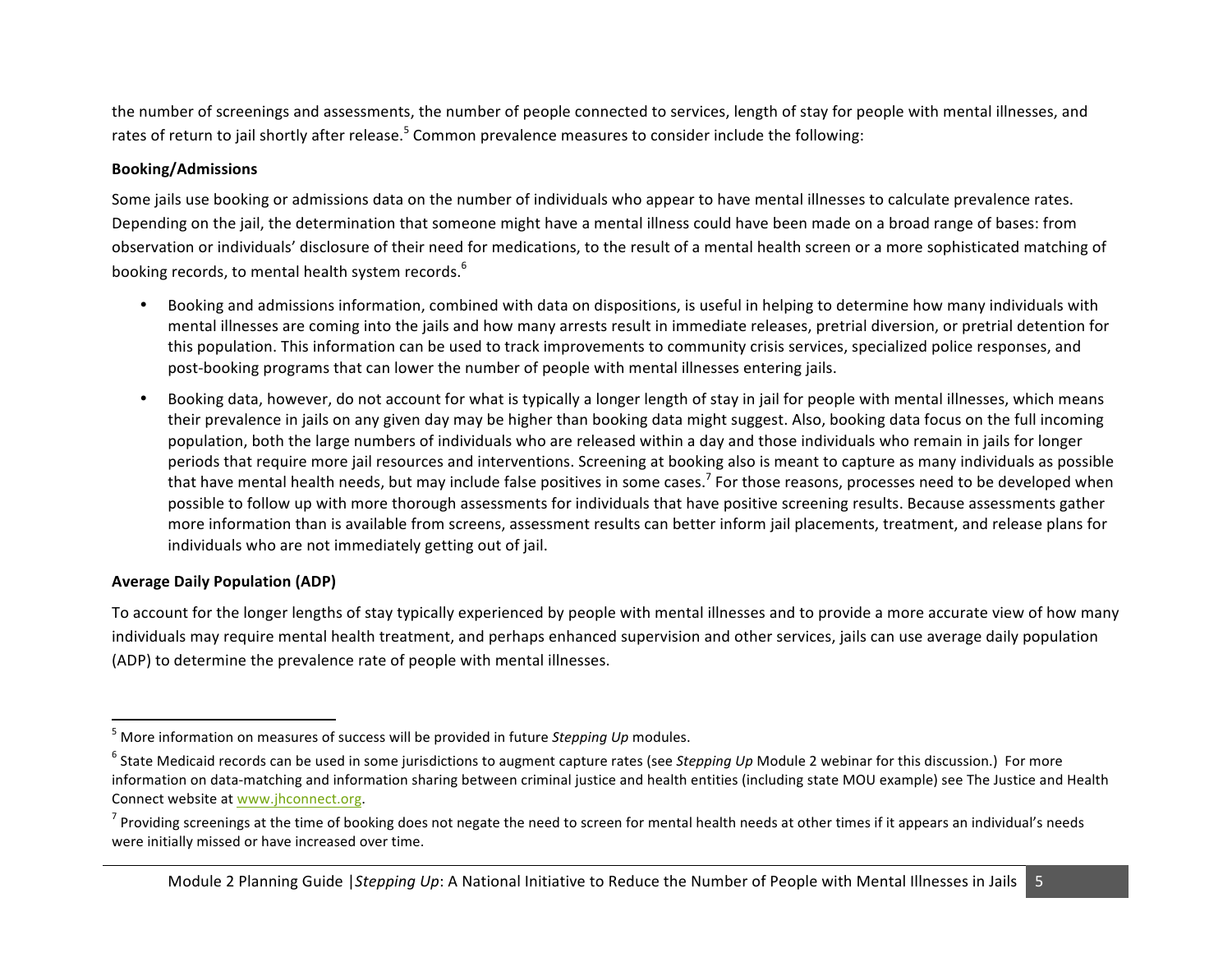the number of screenings and assessments, the number of people connected to services, length of stay for people with mental illnesses, and rates of return to jail shortly after release.[5] Common prevalence measures to consider include the following:

**Booking/Admissions**

Some jails use booking or admissions data on the number of individuals who appear to have mental illnesses to calculate prevalence rates. Depending on the jail, the determination that someone might have a mental illness could have been made on a broad range of bases: from observation or individuals' disclosure of their need for medications, to the result of a mental health screen or a more sophisticated matching of booking records, to mental health system records.[6]

- Booking and admissions information, combined with data on dispositions, is useful in helping to determine how many individuals with mental illnesses are coming into the jails and how many arrests result in immediate releases, pretrial diversion, or pretrial detention for this population. This information can be used to track improvements to community crisis services, specialized police responses, and post-booking programs that can lower the number of people with mental illnesses entering jails.
- Booking data, however, do not account for what is typically a longer length of stay in jail for people with mental illnesses, which means their prevalence in jails on any given day may be higher than booking data might suggest. Also, booking data focus on the full incoming population, both the large numbers of individuals who are released within a day and those individuals who remain in jails for longer periods that require more jail resources and interventions. Screening at booking also is meant to capture as many individuals as possible that have mental health needs, but may include false positives in some cases.[7] For those reasons, processes need to be developed when possible to follow up with more thorough assessments for individuals that have positive screening results. Because assessments gather more information than is available from screens, assessment results can better inform jail placements, treatment, and release plans for individuals who are not immediately getting out of jail.

**Average Daily Population (ADP)**

To account for the longer lengths of stay typically experienced by people with mental illnesses and to provide a more accurate view of how many individuals may require mental health treatment, and perhaps enhanced supervision and other services, jails can use average daily population (ADP) to determine the prevalence rate of people with mental illnesses.

---

[5] More information on measures of success will be provided in future *Stepping Up* modules.

[6] State Medicaid records can be used in some jurisdictions to augment capture rates (see *Stepping Up* Module 2 webinar for this discussion.) For more information on data-matching and information sharing between criminal justice and health entities (including state MOU example) see The Justice and Health Connect website at www.jhconnect.org.

[7] Providing screenings at the time of booking does not negate the need to screen for mental health needs at other times if it appears an individual's needs were initially missed or have increased over time.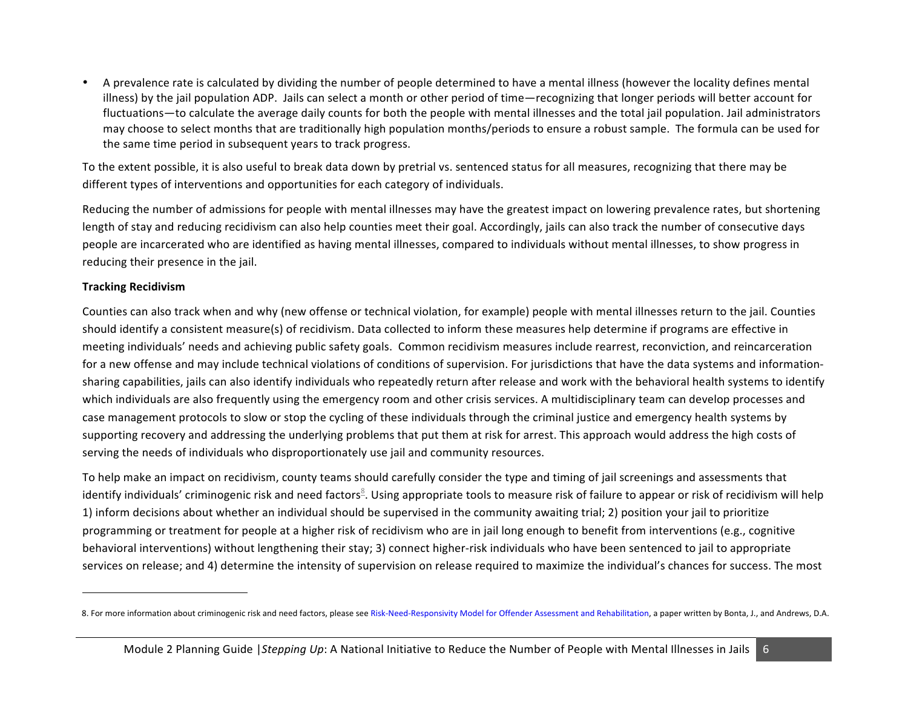- A prevalence rate is calculated by dividing the number of people determined to have a mental illness (however the locality defines mental illness) by the jail population ADP. Jails can select a month or other period of time—recognizing that longer periods will better account for fluctuations—to calculate the average daily counts for both the people with mental illnesses and the total jail population. Jail administrators may choose to select months that are traditionally high population months/periods to ensure a robust sample. The formula can be used for the same time period in subsequent years to track progress.

To the extent possible, it is also useful to break data down by pretrial vs. sentenced status for all measures, recognizing that there may be different types of interventions and opportunities for each category of individuals.

Reducing the number of admissions for people with mental illnesses may have the greatest impact on lowering prevalence rates, but shortening length of stay and reducing recidivism can also help counties meet their goal. Accordingly, jails can also track the number of consecutive days people are incarcerated who are identified as having mental illnesses, compared to individuals without mental illnesses, to show progress in reducing their presence in the jail.

**Tracking Recidivism**

Counties can also track when and why (new offense or technical violation, for example) people with mental illnesses return to the jail. Counties should identify a consistent measure(s) of recidivism. Data collected to inform these measures help determine if programs are effective in meeting individuals' needs and achieving public safety goals. Common recidivism measures include rearrest, reconviction, and reincarceration for a new offense and may include technical violations of conditions of supervision. For jurisdictions that have the data systems and information-sharing capabilities, jails can also identify individuals who repeatedly return after release and work with the behavioral health systems to identify which individuals are also frequently using the emergency room and other crisis services. A multidisciplinary team can develop processes and case management protocols to slow or stop the cycling of these individuals through the criminal justice and emergency health systems by supporting recovery and addressing the underlying problems that put them at risk for arrest. This approach would address the high costs of serving the needs of individuals who disproportionately use jail and community resources.

To help make an impact on recidivism, county teams should carefully consider the type and timing of jail screenings and assessments that identify individuals' criminogenic risk and need factors[8]. Using appropriate tools to measure risk of failure to appear or risk of recidivism will help 1) inform decisions about whether an individual should be supervised in the community awaiting trial; 2) position your jail to prioritize programming or treatment for people at a higher risk of recidivism who are in jail long enough to benefit from interventions (e.g., cognitive behavioral interventions) without lengthening their stay; 3) connect higher-risk individuals who have been sentenced to jail to appropriate services on release; and 4) determine the intensity of supervision on release required to maximize the individual's chances for success. The most

8. For more information about criminogenic risk and need factors, please see Risk-Need-Responsivity Model for Offender Assessment and Rehabilitation, a paper written by Bonta, J., and Andrews, D.A.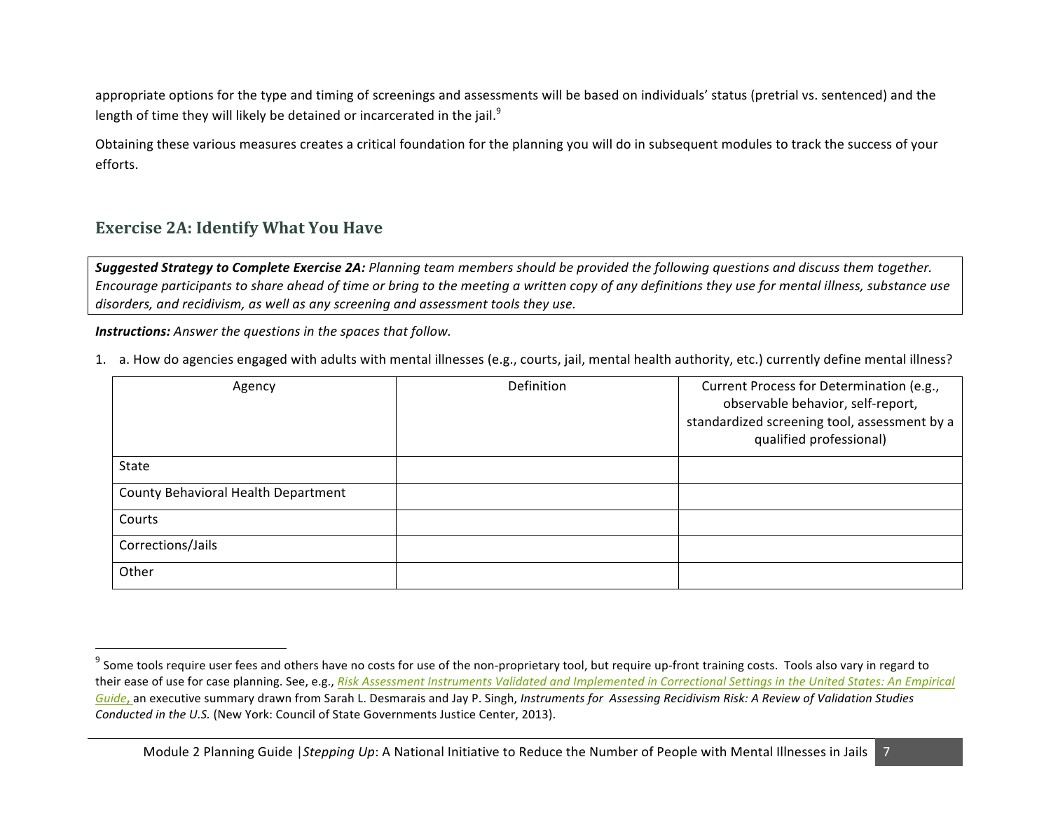appropriate options for the type and timing of screenings and assessments will be based on individuals' status (pretrial vs. sentenced) and the length of time they will likely be detained or incarcerated in the jail.[9]

Obtaining these various measures creates a critical foundation for the planning you will do in subsequent modules to track the success of your efforts.

## Exercise 2A: Identify What You Have

***Suggested Strategy to Complete Exercise 2A:*** *Planning team members should be provided the following questions and discuss them together. Encourage participants to share ahead of time or bring to the meeting a written copy of any definitions they use for mental illness, substance use disorders, and recidivism, as well as any screening and assessment tools they use.*

***Instructions:*** *Answer the questions in the spaces that follow.*

1. a. How do agencies engaged with adults with mental illnesses (e.g., courts, jail, mental health authority, etc.) currently define mental illness?

| Agency | Definition | Current Process for Determination (e.g., observable behavior, self-report, standardized screening tool, assessment by a qualified professional) |
|---|---|---|
| State | | |
| County Behavioral Health Department | | |
| Courts | | |
| Corrections/Jails | | |
| Other | | |

---

[9] Some tools require user fees and others have no costs for use of the non-proprietary tool, but require up-front training costs. Tools also vary in regard to their ease of use for case planning. See, e.g., *Risk Assessment Instruments Validated and Implemented in Correctional Settings in the United States: An Empirical Guide*, an executive summary drawn from Sarah L. Desmarais and Jay P. Singh, *Instruments for Assessing Recidivism Risk: A Review of Validation Studies Conducted in the U.S.* (New York: Council of State Governments Justice Center, 2013).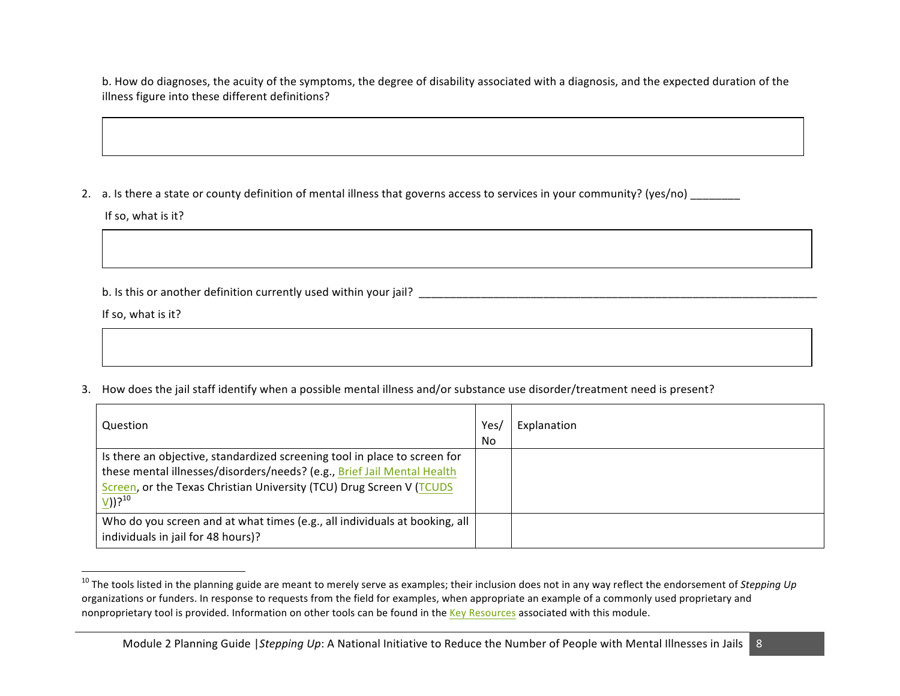b. How do diagnoses, the acuity of the symptoms, the degree of disability associated with a diagnosis, and the expected duration of the illness figure into these different definitions?

| |
|---|
| |

2. a. Is there a state or county definition of mental illness that governs access to services in your community? (yes/no) ________

   If so, what is it?

| |
|---|
| |

   b. Is this or another definition currently used within your jail? ____________________________________________________________________

   If so, what is it?

| |
|---|
| |

3. How does the jail staff identify when a possible mental illness and/or substance use disorder/treatment need is present?

| Question | Yes/No | Explanation |
|---|---|---|
| Is there an objective, standardized screening tool in place to screen for these mental illnesses/disorders/needs? (e.g., Brief Jail Mental Health Screen, or the Texas Christian University (TCU) Drug Screen V (TCUDS V))?[10] | | |
| Who do you screen and at what times (e.g., all individuals at booking, all individuals in jail for 48 hours)? | | |

[10] The tools listed in the planning guide are meant to merely serve as examples; their inclusion does not in any way reflect the endorsement of *Stepping Up* organizations or funders. In response to requests from the field for examples, when appropriate an example of a commonly used proprietary and nonproprietary tool is provided. Information on other tools can be found in the Key Resources associated with this module.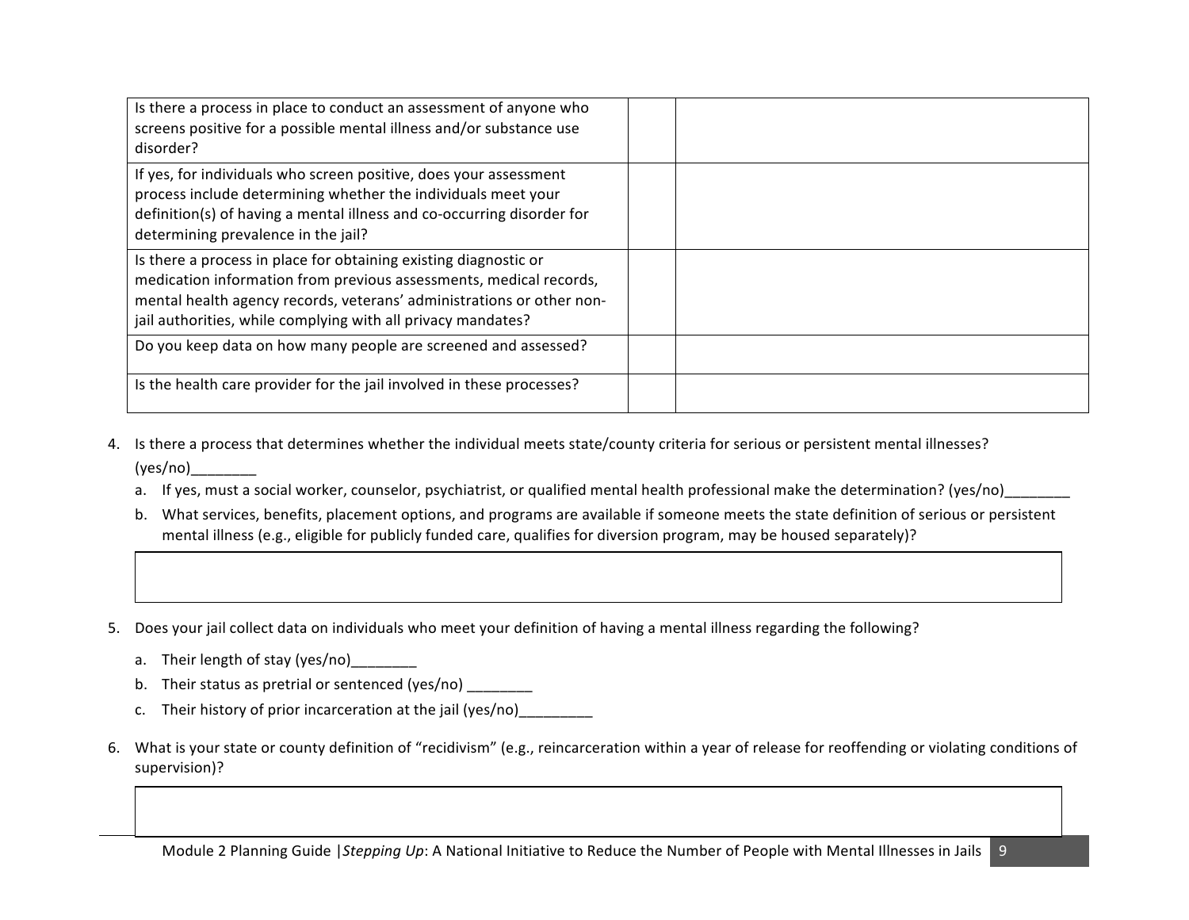| | | |
|---|---|---|
| Is there a process in place to conduct an assessment of anyone who screens positive for a possible mental illness and/or substance use disorder? | | |
| If yes, for individuals who screen positive, does your assessment process include determining whether the individuals meet your definition(s) of having a mental illness and co-occurring disorder for determining prevalence in the jail? | | |
| Is there a process in place for obtaining existing diagnostic or medication information from previous assessments, medical records, mental health agency records, veterans' administrations or other non-jail authorities, while complying with all privacy mandates? | | |
| Do you keep data on how many people are screened and assessed? | | |
| Is the health care provider for the jail involved in these processes? | | |

4. Is there a process that determines whether the individual meets state/county criteria for serious or persistent mental illnesses? (yes/no)________
   a. If yes, must a social worker, counselor, psychiatrist, or qualified mental health professional make the determination? (yes/no)________
   b. What services, benefits, placement options, and programs are available if someone meets the state definition of serious or persistent mental illness (e.g., eligible for publicly funded care, qualifies for diversion program, may be housed separately)?

| |
|---|
| |

5. Does your jail collect data on individuals who meet your definition of having a mental illness regarding the following?
   a. Their length of stay (yes/no)________
   b. Their status as pretrial or sentenced (yes/no) ________
   c. Their history of prior incarceration at the jail (yes/no)_________

6. What is your state or county definition of "recidivism" (e.g., reincarceration within a year of release for reoffending or violating conditions of supervision)?

| |
|---|
| |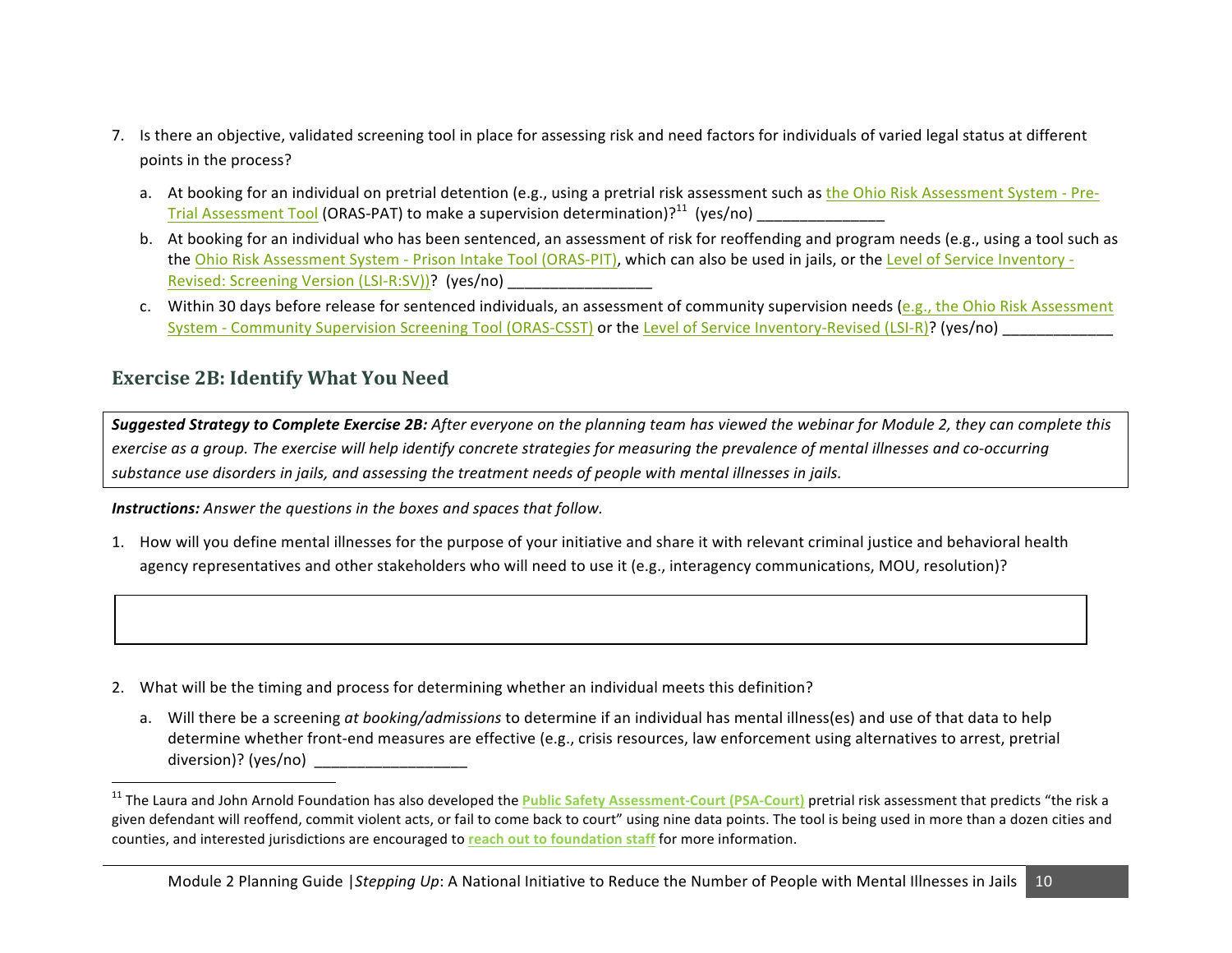7. Is there an objective, validated screening tool in place for assessing risk and need factors for individuals of varied legal status at different points in the process?

   a. At booking for an individual on pretrial detention (e.g., using a pretrial risk assessment such as the Ohio Risk Assessment System - Pre-Trial Assessment Tool (ORAS-PAT) to make a supervision determination)?[11] (yes/no) _______________

   b. At booking for an individual who has been sentenced, an assessment of risk for reoffending and program needs (e.g., using a tool such as the Ohio Risk Assessment System - Prison Intake Tool (ORAS-PIT), which can also be used in jails, or the Level of Service Inventory - Revised: Screening Version (LSI-R:SV))? (yes/no) _________________

   c. Within 30 days before release for sentenced individuals, an assessment of community supervision needs (e.g., the Ohio Risk Assessment System - Community Supervision Screening Tool (ORAS-CSST) or the Level of Service Inventory-Revised (LSI-R)? (yes/no) _____________

## Exercise 2B: Identify What You Need

***Suggested Strategy to Complete Exercise 2B:*** *After everyone on the planning team has viewed the webinar for Module 2, they can complete this exercise as a group. The exercise will help identify concrete strategies for measuring the prevalence of mental illnesses and co-occurring substance use disorders in jails, and assessing the treatment needs of people with mental illnesses in jails.*

***Instructions:*** *Answer the questions in the boxes and spaces that follow.*

1. How will you define mental illnesses for the purpose of your initiative and share it with relevant criminal justice and behavioral health agency representatives and other stakeholders who will need to use it (e.g., interagency communications, MOU, resolution)?

2. What will be the timing and process for determining whether an individual meets this definition?

   a. Will there be a screening *at booking/admissions* to determine if an individual has mental illness(es) and use of that data to help determine whether front-end measures are effective (e.g., crisis resources, law enforcement using alternatives to arrest, pretrial diversion)? (yes/no) __________________

[11] The Laura and John Arnold Foundation has also developed the **Public Safety Assessment-Court (PSA-Court)** pretrial risk assessment that predicts "the risk a given defendant will reoffend, commit violent acts, or fail to come back to court" using nine data points. The tool is being used in more than a dozen cities and counties, and interested jurisdictions are encouraged to **reach out to foundation staff** for more information.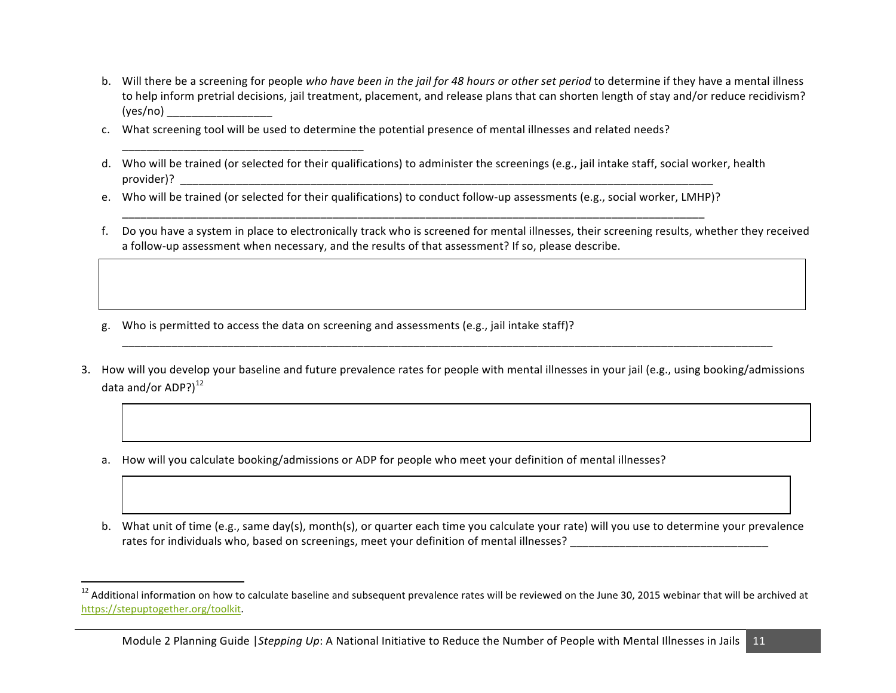b. Will there be a screening for people *who have been in the jail for 48 hours or other set period* to determine if they have a mental illness to help inform pretrial decisions, jail treatment, placement, and release plans that can shorten length of stay and/or reduce recidivism? (yes/no) _________________

c. What screening tool will be used to determine the potential presence of mental illnesses and related needs? _______________________________________

d. Who will be trained (or selected for their qualifications) to administer the screenings (e.g., jail intake staff, social worker, health provider)? _______________________________________________________________________________________

e. Who will be trained (or selected for their qualifications) to conduct follow-up assessments (e.g., social worker, LMHP)? _______________________________________________________________________________________________

f. Do you have a system in place to electronically track who is screened for mental illnesses, their screening results, whether they received a follow-up assessment when necessary, and the results of that assessment? If so, please describe.

| |
|---|
| |

g. Who is permitted to access the data on screening and assessments (e.g., jail intake staff)? _____________________________________________________________________________________________________________

3. How will you develop your baseline and future prevalence rates for people with mental illnesses in your jail (e.g., using booking/admissions data and/or ADP?)[12]

| |
|---|
| |

a. How will you calculate booking/admissions or ADP for people who meet your definition of mental illnesses?

| |
|---|
| |

b. What unit of time (e.g., same day(s), month(s), or quarter each time you calculate your rate) will you use to determine your prevalence rates for individuals who, based on screenings, meet your definition of mental illnesses? ________________________________

[12] Additional information on how to calculate baseline and subsequent prevalence rates will be reviewed on the June 30, 2015 webinar that will be archived at https://stepuptogether.org/toolkit.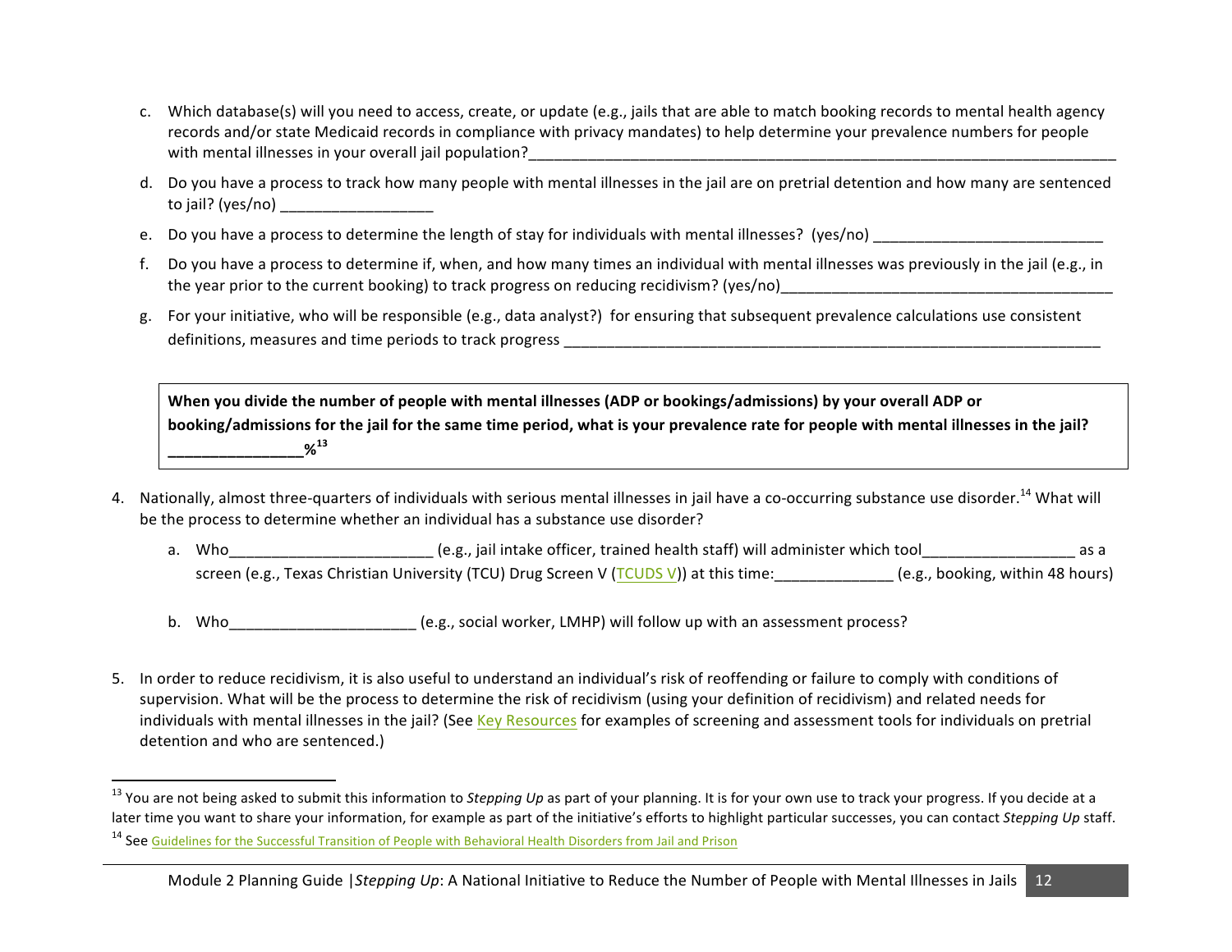c. Which database(s) will you need to access, create, or update (e.g., jails that are able to match booking records to mental health agency records and/or state Medicaid records in compliance with privacy mandates) to help determine your prevalence numbers for people with mental illnesses in your overall jail population?______________________________________________________________________

d. Do you have a process to track how many people with mental illnesses in the jail are on pretrial detention and how many are sentenced to jail? (yes/no) __________________

e. Do you have a process to determine the length of stay for individuals with mental illnesses? (yes/no) ___________________________

f. Do you have a process to determine if, when, and how many times an individual with mental illnesses was previously in the jail (e.g., in the year prior to the current booking) to track progress on reducing recidivism? (yes/no)________________________________________

g. For your initiative, who will be responsible (e.g., data analyst?) for ensuring that subsequent prevalence calculations use consistent definitions, measures and time periods to track progress ________________________________________________________________

**When you divide the number of people with mental illnesses (ADP or bookings/admissions) by your overall ADP or booking/admissions for the jail for the same time period, what is your prevalence rate for people with mental illnesses in the jail? ________________%[13]**

4. Nationally, almost three-quarters of individuals with serious mental illnesses in jail have a co-occurring substance use disorder.[14] What will be the process to determine whether an individual has a substance use disorder?

   a. Who________________________ (e.g., jail intake officer, trained health staff) will administer which tool__________________ as a screen (e.g., Texas Christian University (TCU) Drug Screen V (TCUDS V)) at this time:______________ (e.g., booking, within 48 hours)

   b. Who______________________ (e.g., social worker, LMHP) will follow up with an assessment process?

5. In order to reduce recidivism, it is also useful to understand an individual's risk of reoffending or failure to comply with conditions of supervision. What will be the process to determine the risk of recidivism (using your definition of recidivism) and related needs for individuals with mental illnesses in the jail? (See Key Resources for examples of screening and assessment tools for individuals on pretrial detention and who are sentenced.)

---

[13] You are not being asked to submit this information to *Stepping Up* as part of your planning. It is for your own use to track your progress. If you decide at a later time you want to share your information, for example as part of the initiative's efforts to highlight particular successes, you can contact *Stepping Up* staff.

[14] See Guidelines for the Successful Transition of People with Behavioral Health Disorders from Jail and Prison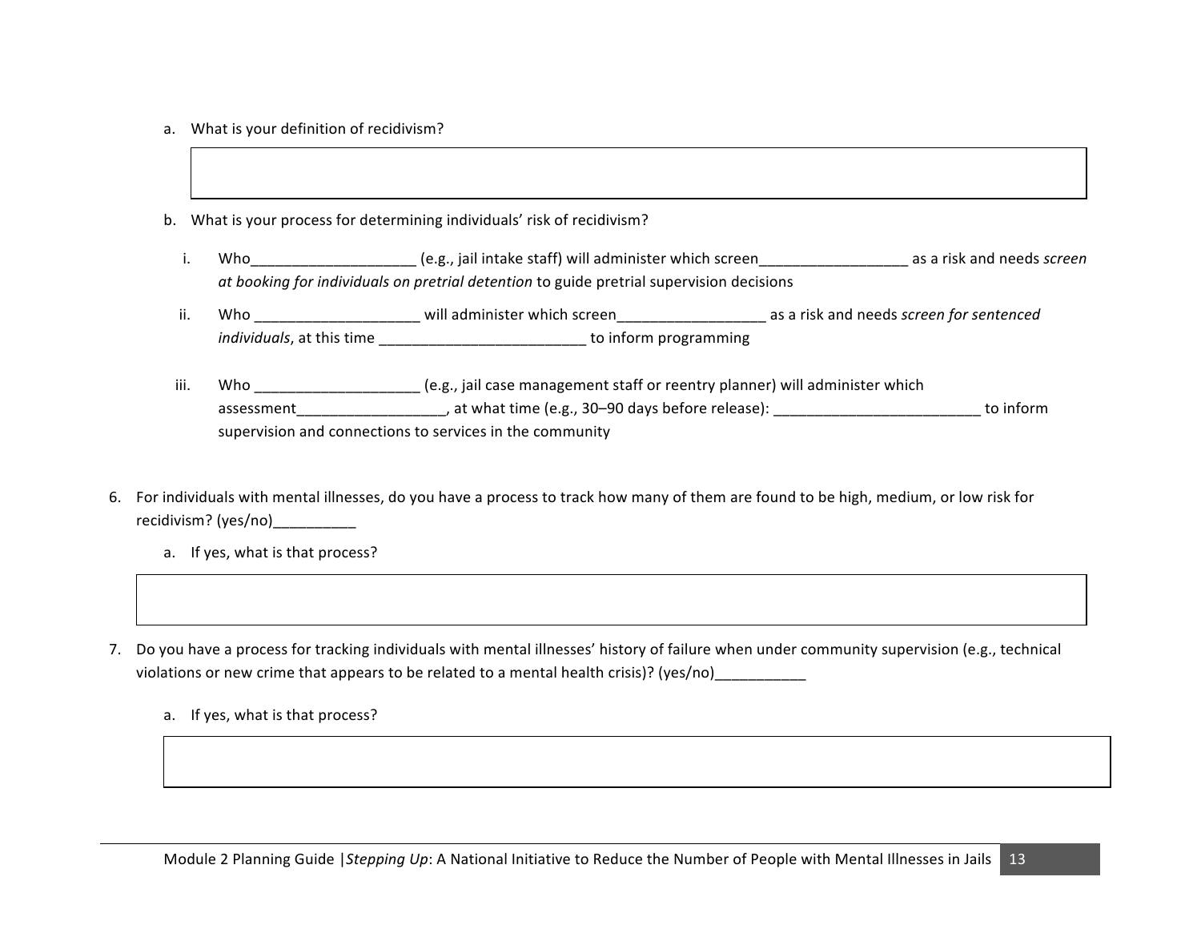a. What is your definition of recidivism?

| |
|---|
| |

b. What is your process for determining individuals' risk of recidivism?

i. Who____________________ (e.g., jail intake staff) will administer which screen__________________ as a risk and needs *screen at booking for individuals on pretrial detention* to guide pretrial supervision decisions

ii. Who ____________________ will administer which screen__________________ as a risk and needs *screen for sentenced individuals*, at this time _________________________ to inform programming

iii. Who ____________________ (e.g., jail case management staff or reentry planner) will administer which assessment__________________, at what time (e.g., 30–90 days before release): _________________________ to inform supervision and connections to services in the community

6. For individuals with mental illnesses, do you have a process to track how many of them are found to be high, medium, or low risk for recidivism? (yes/no)__________

   a. If yes, what is that process?

| |
|---|
| |

7. Do you have a process for tracking individuals with mental illnesses' history of failure when under community supervision (e.g., technical violations or new crime that appears to be related to a mental health crisis)? (yes/no)___________

   a. If yes, what is that process?

| |
|---|
| |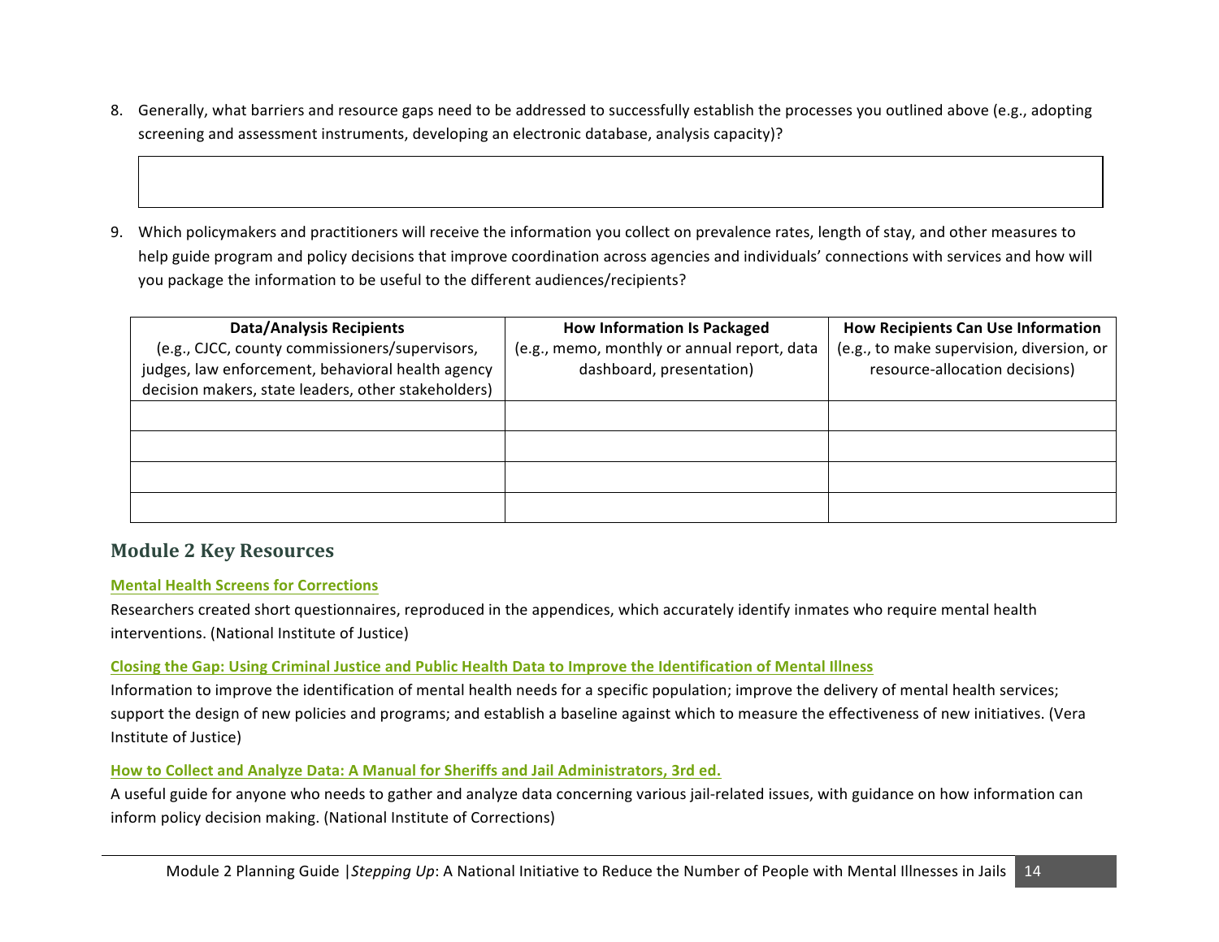8. Generally, what barriers and resource gaps need to be addressed to successfully establish the processes you outlined above (e.g., adopting screening and assessment instruments, developing an electronic database, analysis capacity)?

| |
|---|
| |

9. Which policymakers and practitioners will receive the information you collect on prevalence rates, length of stay, and other measures to help guide program and policy decisions that improve coordination across agencies and individuals' connections with services and how will you package the information to be useful to the different audiences/recipients?

| **Data/Analysis Recipients** (e.g., CJCC, county commissioners/supervisors, judges, law enforcement, behavioral health agency decision makers, state leaders, other stakeholders) | **How Information Is Packaged** (e.g., memo, monthly or annual report, data dashboard, presentation) | **How Recipients Can Use Information** (e.g., to make supervision, diversion, or resource-allocation decisions) |
|---|---|---|
| | | |
| | | |
| | | |
| | | |

## Module 2 Key Resources

**Mental Health Screens for Corrections**

Researchers created short questionnaires, reproduced in the appendices, which accurately identify inmates who require mental health interventions. (National Institute of Justice)

**Closing the Gap: Using Criminal Justice and Public Health Data to Improve the Identification of Mental Illness**

Information to improve the identification of mental health needs for a specific population; improve the delivery of mental health services; support the design of new policies and programs; and establish a baseline against which to measure the effectiveness of new initiatives. (Vera Institute of Justice)

**How to Collect and Analyze Data: A Manual for Sheriffs and Jail Administrators, 3rd ed.**

A useful guide for anyone who needs to gather and analyze data concerning various jail-related issues, with guidance on how information can inform policy decision making. (National Institute of Corrections)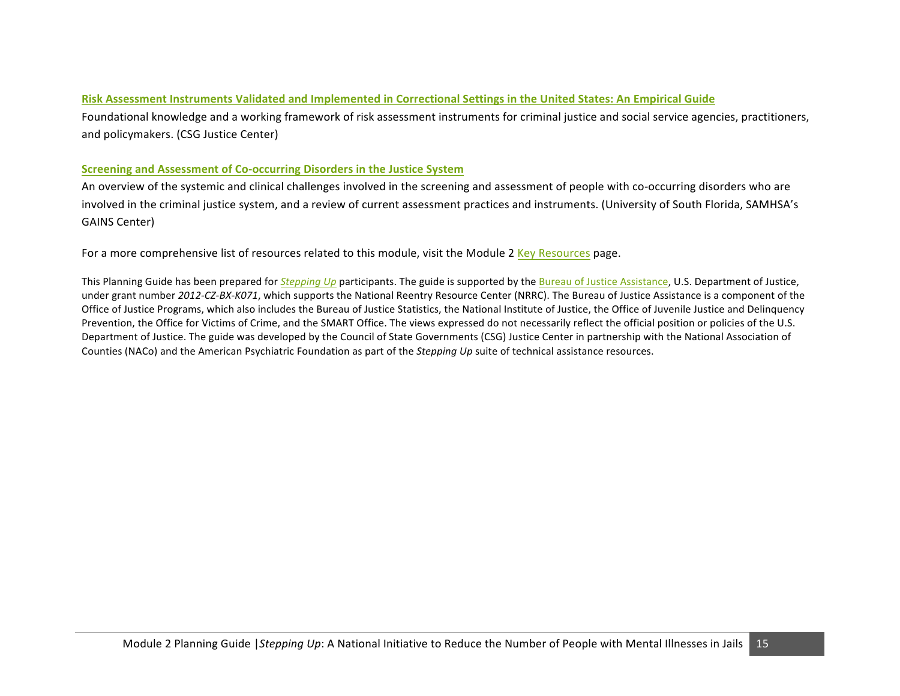**Risk Assessment Instruments Validated and Implemented in Correctional Settings in the United States: An Empirical Guide**

Foundational knowledge and a working framework of risk assessment instruments for criminal justice and social service agencies, practitioners, and policymakers. (CSG Justice Center)

**Screening and Assessment of Co-occurring Disorders in the Justice System**

An overview of the systemic and clinical challenges involved in the screening and assessment of people with co-occurring disorders who are involved in the criminal justice system, and a review of current assessment practices and instruments. (University of South Florida, SAMHSA's GAINS Center)

For a more comprehensive list of resources related to this module, visit the Module 2 Key Resources page.

This Planning Guide has been prepared for *Stepping Up* participants. The guide is supported by the Bureau of Justice Assistance, U.S. Department of Justice, under grant number *2012-CZ-BX-K071*, which supports the National Reentry Resource Center (NRRC). The Bureau of Justice Assistance is a component of the Office of Justice Programs, which also includes the Bureau of Justice Statistics, the National Institute of Justice, the Office of Juvenile Justice and Delinquency Prevention, the Office for Victims of Crime, and the SMART Office. The views expressed do not necessarily reflect the official position or policies of the U.S. Department of Justice. The guide was developed by the Council of State Governments (CSG) Justice Center in partnership with the National Association of Counties (NACo) and the American Psychiatric Foundation as part of the *Stepping Up* suite of technical assistance resources.